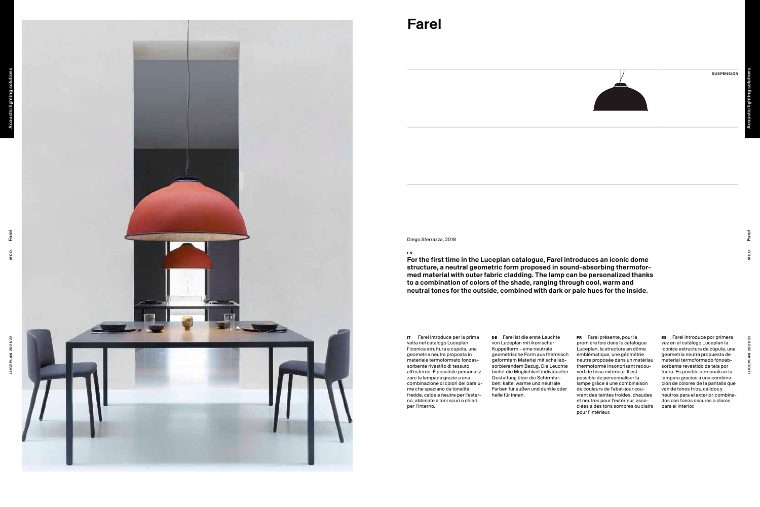# Farel

SUSPENSION

Diego Sferrazza, 2018

EN

**For the first time in the Luceplan catalogue, Farel introduces an iconic dome structure, a neutral geometric form proposed in sound-absorbing thermoformed material with outer fabric cladding. The lamp can be personalized thanks to a combination of colors of the shade, ranging through cool, warm and neutral tones for the outside, combined with dark or pale hues for the inside.**

**IT** Farel introduce per la prima volta nel catalogo Luceplan l'iconica struttura a cupola, una geometria neutra proposta in materiale termoformato fonoassorbente rivestito di tessuto all'esterno. È possibile personalizzare la lampada grazie a una combinazione di colori del paralume che spaziano da tonalità fredde, calde e neutre per l'esterno, abbinate a toni scuri o chiari per l'interno.

**DE** Farel ist die erste Leuchte von Luceplan mit ikonischer Kuppelform – eine neutrale geometrische Form aus thermisch geformtem Material mit schallabsorbierendem Bezug. Die Leuchte bietet die Möglichkeit individueller Gestaltung über die Schirmfarben: kalte, warme und neutrale Farben für außen und dunkle oder helle für innen.

**FR** Farel présente, pour la première fois dans le catalogue Luceplan, la structure en dôme emblématique, une géométrie neutre proposée dans un matériau thermoformé insonorisant recouvert de tissu extérieur. Il est possible de personnaliser la lampe grâce à une combinaison de couleurs de l'abat-jour couvrant des teintes froides, chaudes et neutres pour l'extérieur, associées à des tons sombres ou clairs pour l'intérieur.

**ES** Farel introduce por primera vez en el catálogo Luceplan la icónica estructura de cúpula, una geometría neutra propuesta de material termoformado fonoabsorbente revestido de tela por fuera. Es posible personalizar la lámpara gracias a una combinación de colores de la pantalla que van de tonos fríos, cálidos y neutros para el exterior, combinados con tonos oscuros o claros para el interior.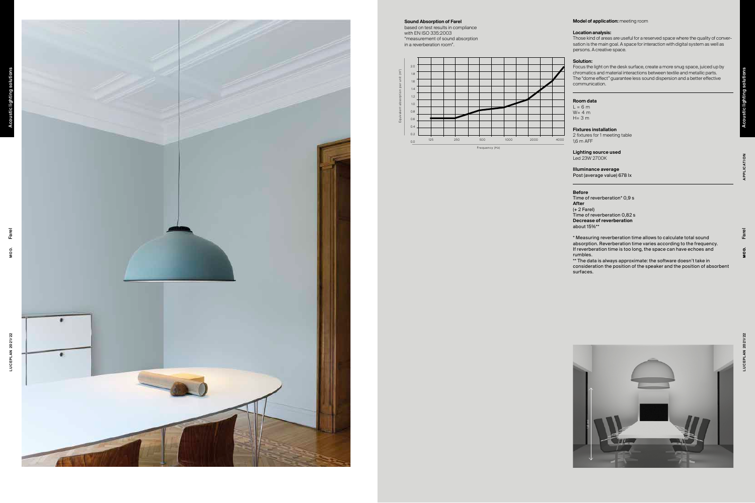**Sound Absorption of Farel**
based on test results in compliance with EN ISO 335:2003 "measurement of sound absorption in a reverberation room".

**Model of application:** meeting room

**Location analysis:**
Those kind of areas are useful for a reserved space where the quality of conversation is the main goal. A space for interaction with digital system as well as persons. A creative space.

**Solution:**
Focus the light on the desk surface, create a more snug space, juiced up by chromatics and material interactions between textile and metallic parts. The "dome effect" guarantee less sound dispersion and a better effective communication.

**Room data**
L = 6 m
W= 4 m
H= 3 m

**Fixtures installation**
2 fixtures for 1 meeting table
1,6 m AFF

**Lighting source used**
Led 23W 2700K

**Illuminance average**
Post (average value) 678 lx

**Before**
Time of reverberation* 0,9 s
**After**
(+ 2 Farel)
Time of reverberation 0,82 s
**Decrease of reverberation**
about 15%**

* Measuring reverberation time allows to calculate total sound absorption. Reverberation time varies according to the frequency. If reverberation time is too long, the space can have echoes and rumbles.
** The data is always approximate: the software doesn't take in consideration the position of the speaker and the position of absorbent surfaces.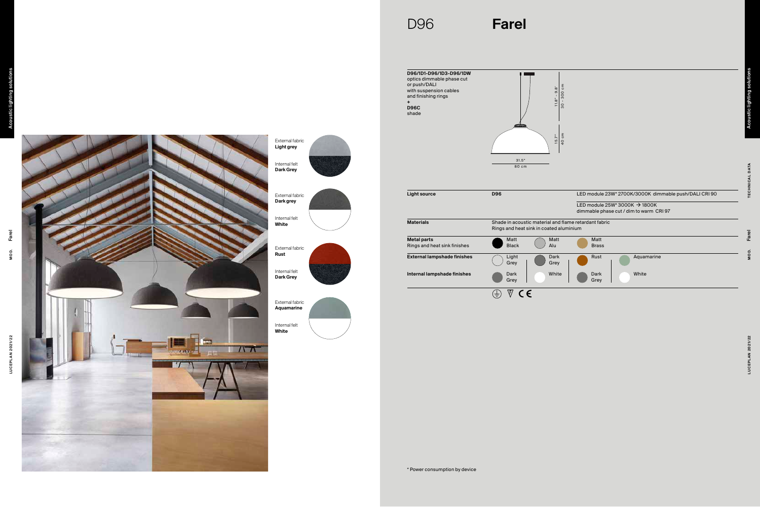# D96 Farel

External fabric **Light grey**
Internal felt **Dark Grey**

External fabric **Dark grey**
Internal felt **White**

External fabric **Rust**
Internal felt **Dark Grey**

External fabric **Aquamarine**
Internal felt **White**

**D96/1D1-D96/1D3-D96/1DW**
optics dimmable phase cut or push/DALI with suspension cables and finishing rings
**+**
**D96C**
shade

11.8" - 9.8'
30 - 300 cm
15.7"
40 cm
31.5"
80 cm

| | | | | |
|---|---|---|---|---|
| **Light source** | **D96** | | LED module 23W* 2700K/3000K dimmable push/DALI CRI 90 | |
| | | | LED module 25W* 3000K → 1800K dimmable phase cut / dim to warm CRI 97 | |
| **Materials** | Shade in acoustic material and flame retardant fabric<br>Rings and heat sink in coated aluminium | | | |
| **Metal parts**<br>Rings and heat sink finishes | Matt Black | Matt Alu | Matt Brass | |
| **External lampshade finishes** | Light Grey | Dark Grey | Rust | Aquamarine |
| **Internal lampshade finishes** | Dark Grey | White | Dark Grey | White |

\* Power consumption by device